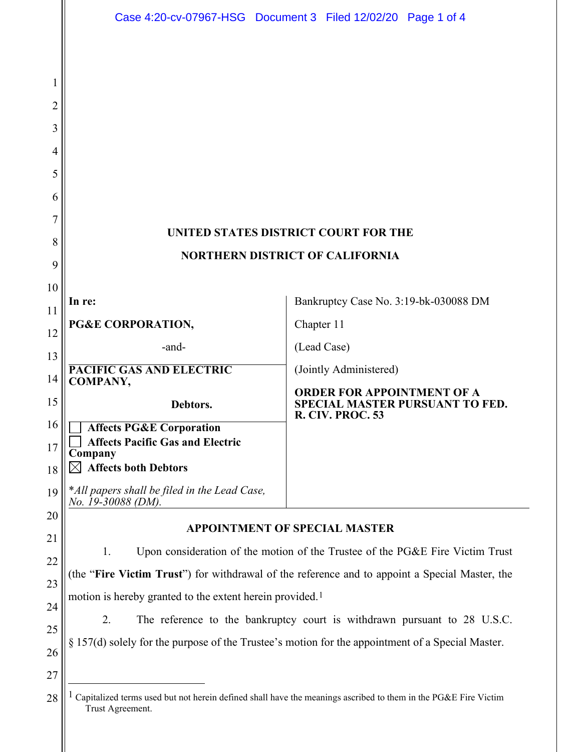UNITED STATES DISTRICT COURT FOR THE

NORTHERN DISTRICT OF CALIFORNIA

| | |
|---|---|
| **In re:**<br><br>**PG&E CORPORATION,**<br><br>-and-<br><br>**PACIFIC GAS AND ELECTRIC COMPANY,**<br><br>**Debtors.** | Bankruptcy Case No. 3:19-bk-030088 DM<br><br>Chapter 11<br><br>(Lead Case)<br><br>(Jointly Administered)<br><br>**ORDER FOR APPOINTMENT OF A SPECIAL MASTER PURSUANT TO FED. R. CIV. PROC. 53** |
| ☐ **Affects PG&E Corporation**<br>☐ **Affects Pacific Gas and Electric Company**<br>☒ **Affects both Debtors**<br><br>*\*All papers shall be filed in the Lead Case, No. 19-30088 (DM).* | |

## APPOINTMENT OF SPECIAL MASTER

1. Upon consideration of the motion of the Trustee of the PG&E Fire Victim Trust (the "**Fire Victim Trust**") for withdrawal of the reference and to appoint a Special Master, the motion is hereby granted to the extent herein provided.[1]

2. The reference to the bankruptcy court is withdrawn pursuant to 28 U.S.C. § 157(d) solely for the purpose of the Trustee's motion for the appointment of a Special Master.

---

[1] Capitalized terms used but not herein defined shall have the meanings ascribed to them in the PG&E Fire Victim Trust Agreement.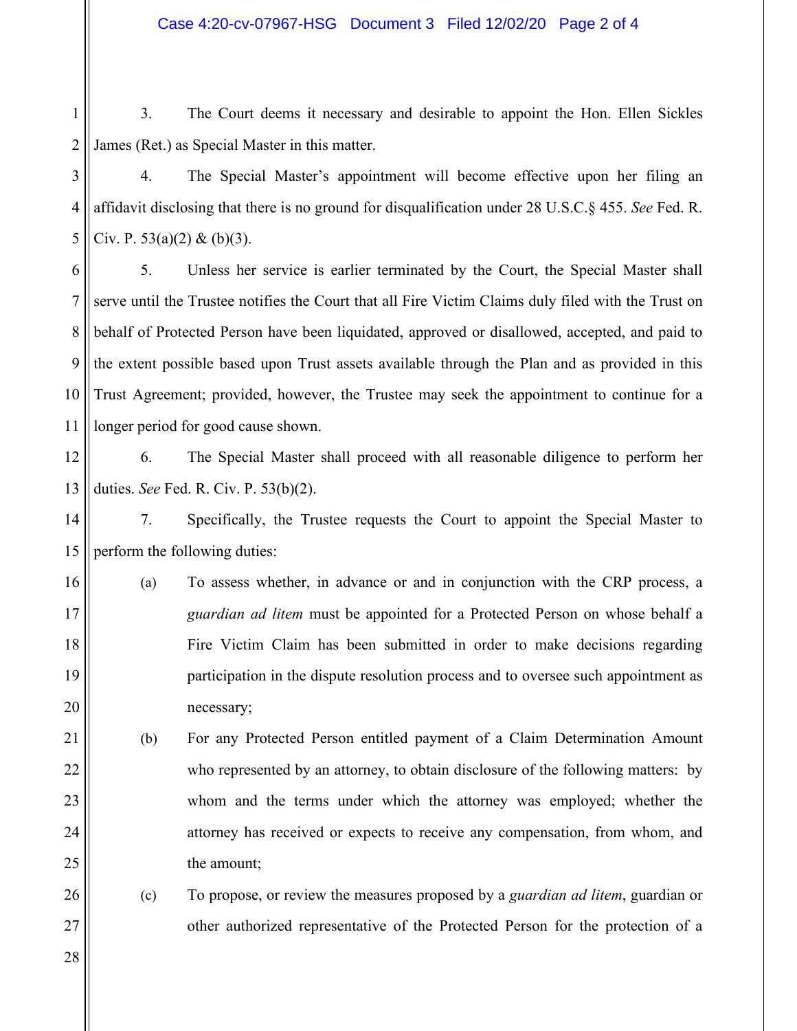3. The Court deems it necessary and desirable to appoint the Hon. Ellen Sickles James (Ret.) as Special Master in this matter.

4. The Special Master's appointment will become effective upon her filing an affidavit disclosing that there is no ground for disqualification under 28 U.S.C.§ 455. *See* Fed. R. Civ. P. 53(a)(2) & (b)(3).

5. Unless her service is earlier terminated by the Court, the Special Master shall serve until the Trustee notifies the Court that all Fire Victim Claims duly filed with the Trust on behalf of Protected Person have been liquidated, approved or disallowed, accepted, and paid to the extent possible based upon Trust assets available through the Plan and as provided in this Trust Agreement; provided, however, the Trustee may seek the appointment to continue for a longer period for good cause shown.

6. The Special Master shall proceed with all reasonable diligence to perform her duties. *See* Fed. R. Civ. P. 53(b)(2).

7. Specifically, the Trustee requests the Court to appoint the Special Master to perform the following duties:

(a) To assess whether, in advance or and in conjunction with the CRP process, a *guardian ad litem* must be appointed for a Protected Person on whose behalf a Fire Victim Claim has been submitted in order to make decisions regarding participation in the dispute resolution process and to oversee such appointment as necessary;

(b) For any Protected Person entitled payment of a Claim Determination Amount who represented by an attorney, to obtain disclosure of the following matters: by whom and the terms under which the attorney was employed; whether the attorney has received or expects to receive any compensation, from whom, and the amount;

(c) To propose, or review the measures proposed by a *guardian ad litem*, guardian or other authorized representative of the Protected Person for the protection of a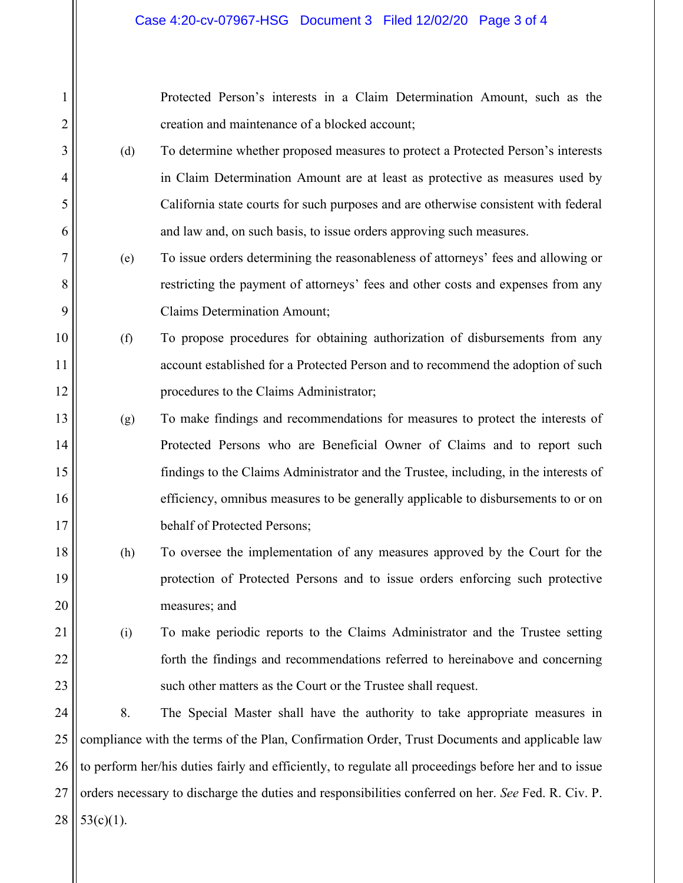Protected Person's interests in a Claim Determination Amount, such as the creation and maintenance of a blocked account;

(d) To determine whether proposed measures to protect a Protected Person's interests in Claim Determination Amount are at least as protective as measures used by California state courts for such purposes and are otherwise consistent with federal and law and, on such basis, to issue orders approving such measures.

(e) To issue orders determining the reasonableness of attorneys' fees and allowing or restricting the payment of attorneys' fees and other costs and expenses from any Claims Determination Amount;

(f) To propose procedures for obtaining authorization of disbursements from any account established for a Protected Person and to recommend the adoption of such procedures to the Claims Administrator;

(g) To make findings and recommendations for measures to protect the interests of Protected Persons who are Beneficial Owner of Claims and to report such findings to the Claims Administrator and the Trustee, including, in the interests of efficiency, omnibus measures to be generally applicable to disbursements to or on behalf of Protected Persons;

(h) To oversee the implementation of any measures approved by the Court for the protection of Protected Persons and to issue orders enforcing such protective measures; and

(i) To make periodic reports to the Claims Administrator and the Trustee setting forth the findings and recommendations referred to hereinabove and concerning such other matters as the Court or the Trustee shall request.

8. The Special Master shall have the authority to take appropriate measures in compliance with the terms of the Plan, Confirmation Order, Trust Documents and applicable law to perform her/his duties fairly and efficiently, to regulate all proceedings before her and to issue orders necessary to discharge the duties and responsibilities conferred on her. *See* Fed. R. Civ. P. 53(c)(1).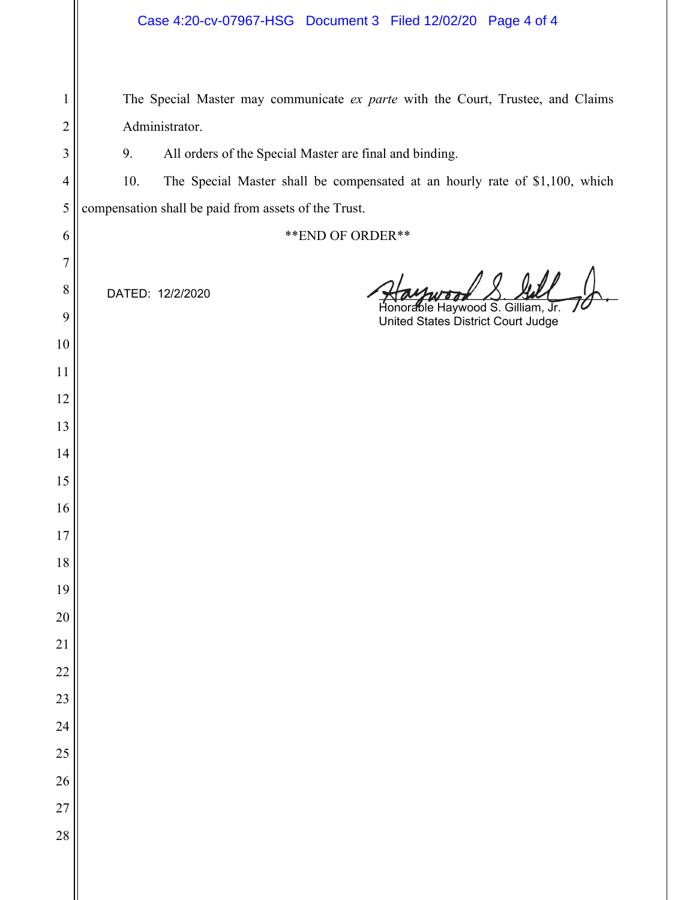The Special Master may communicate *ex parte* with the Court, Trustee, and Claims Administrator.

9. All orders of the Special Master are final and binding.

10. The Special Master shall be compensated at an hourly rate of $1,100, which compensation shall be paid from assets of the Trust.

**END OF ORDER**

DATED: 12/2/2020

Honorable Haywood S. Gilliam, Jr.
United States District Court Judge